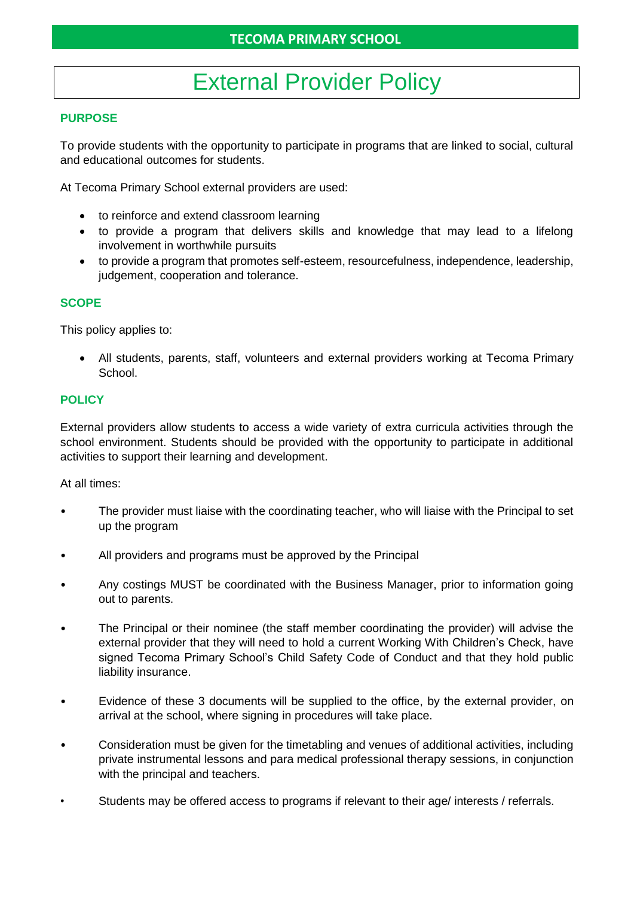TECOMA PRIMARY SCHOOL

# External Provider Policy

## PURPOSE

To provide students with the opportunity to participate in programs that are linked to social, cultural and educational outcomes for students.

At Tecoma Primary School external providers are used:

- to reinforce and extend classroom learning
- to provide a program that delivers skills and knowledge that may lead to a lifelong involvement in worthwhile pursuits
- to provide a program that promotes self-esteem, resourcefulness, independence, leadership, judgement, cooperation and tolerance.

## SCOPE

This policy applies to:

- All students, parents, staff, volunteers and external providers working at Tecoma Primary School.

## POLICY

External providers allow students to access a wide variety of extra curricula activities through the school environment. Students should be provided with the opportunity to participate in additional activities to support their learning and development.

At all times:

- The provider must liaise with the coordinating teacher, who will liaise with the Principal to set up the program
- All providers and programs must be approved by the Principal
- Any costings MUST be coordinated with the Business Manager, prior to information going out to parents.
- The Principal or their nominee (the staff member coordinating the provider) will advise the external provider that they will need to hold a current Working With Children's Check, have signed Tecoma Primary School's Child Safety Code of Conduct and that they hold public liability insurance.
- Evidence of these 3 documents will be supplied to the office, by the external provider, on arrival at the school, where signing in procedures will take place.
- Consideration must be given for the timetabling and venues of additional activities, including private instrumental lessons and para medical professional therapy sessions, in conjunction with the principal and teachers.
- Students may be offered access to programs if relevant to their age/ interests / referrals.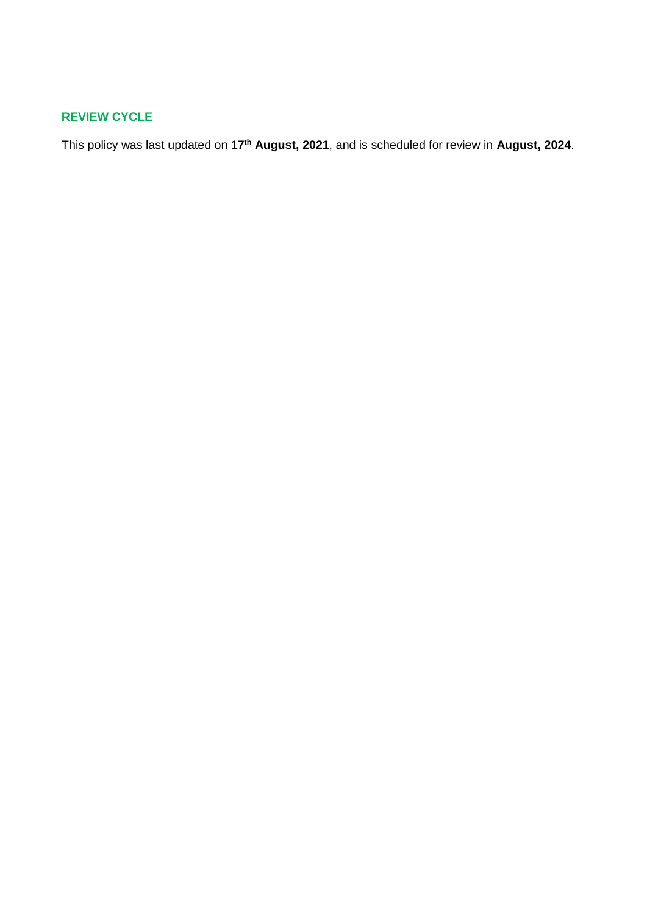## REVIEW CYCLE

This policy was last updated on **17th August, 2021**, and is scheduled for review in **August, 2024**.